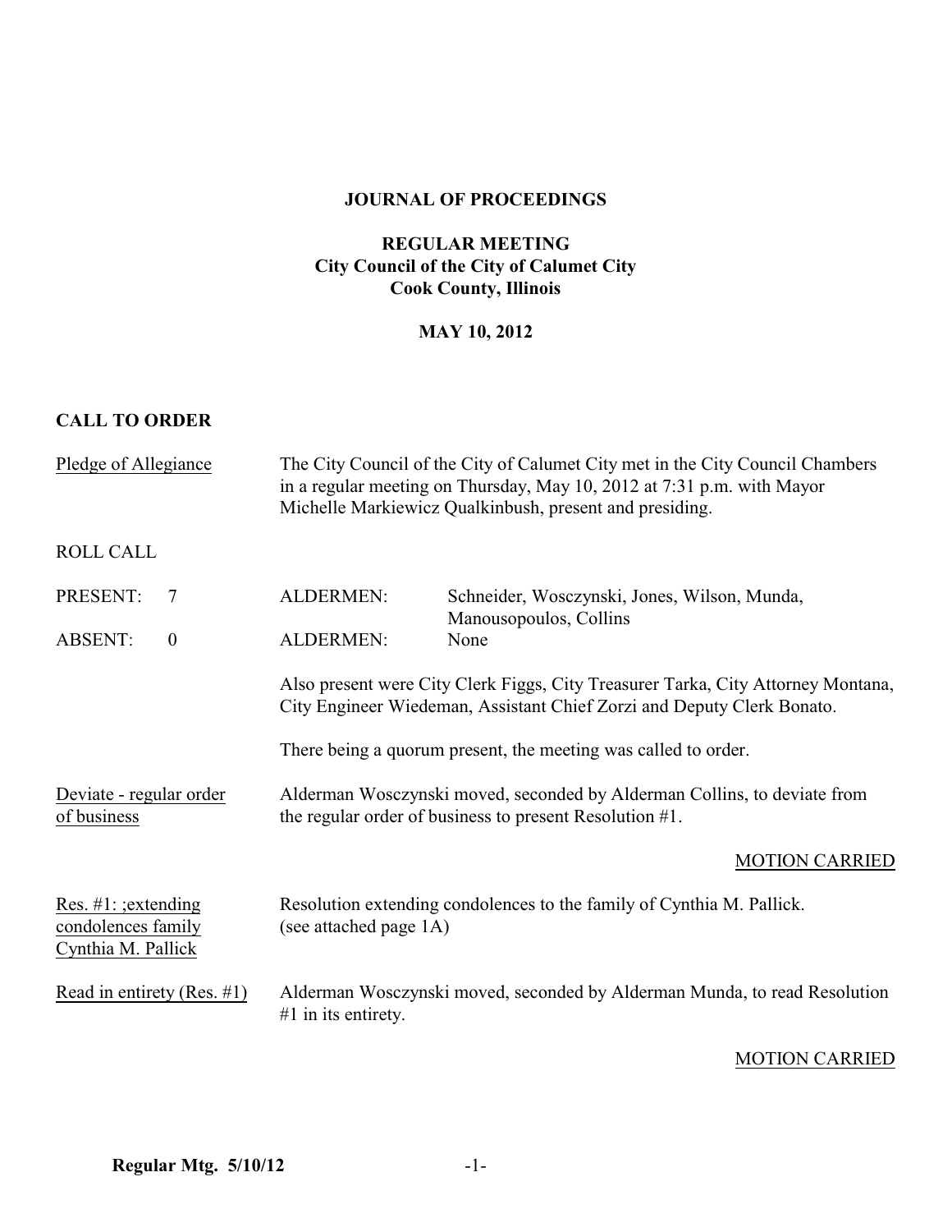**JOURNAL OF PROCEEDINGS**

**REGULAR MEETING**
**City Council of the City of Calumet City**
**Cook County, Illinois**

**MAY 10, 2012**

## CALL TO ORDER

Pledge of Allegiance

The City Council of the City of Calumet City met in the City Council Chambers in a regular meeting on Thursday, May 10, 2012 at 7:31 p.m. with Mayor Michelle Markiewicz Qualkinbush, present and presiding.

ROLL CALL

| | | | |
|---|---|---|---|
| PRESENT: | 7 | ALDERMEN: | Schneider, Wosczynski, Jones, Wilson, Munda, Manousopoulos, Collins |
| ABSENT: | 0 | ALDERMEN: | None |

Also present were City Clerk Figgs, City Treasurer Tarka, City Attorney Montana, City Engineer Wiedeman, Assistant Chief Zorzi and Deputy Clerk Bonato.

There being a quorum present, the meeting was called to order.

Deviate - regular order of business

Alderman Wosczynski moved, seconded by Alderman Collins, to deviate from the regular order of business to present Resolution #1.

MOTION CARRIED

Res. #1: ;extending condolences family Cynthia M. Pallick

Resolution extending condolences to the family of Cynthia M. Pallick. (see attached page 1A)

Read in entirety (Res. #1)

Alderman Wosczynski moved, seconded by Alderman Munda, to read Resolution #1 in its entirety.

MOTION CARRIED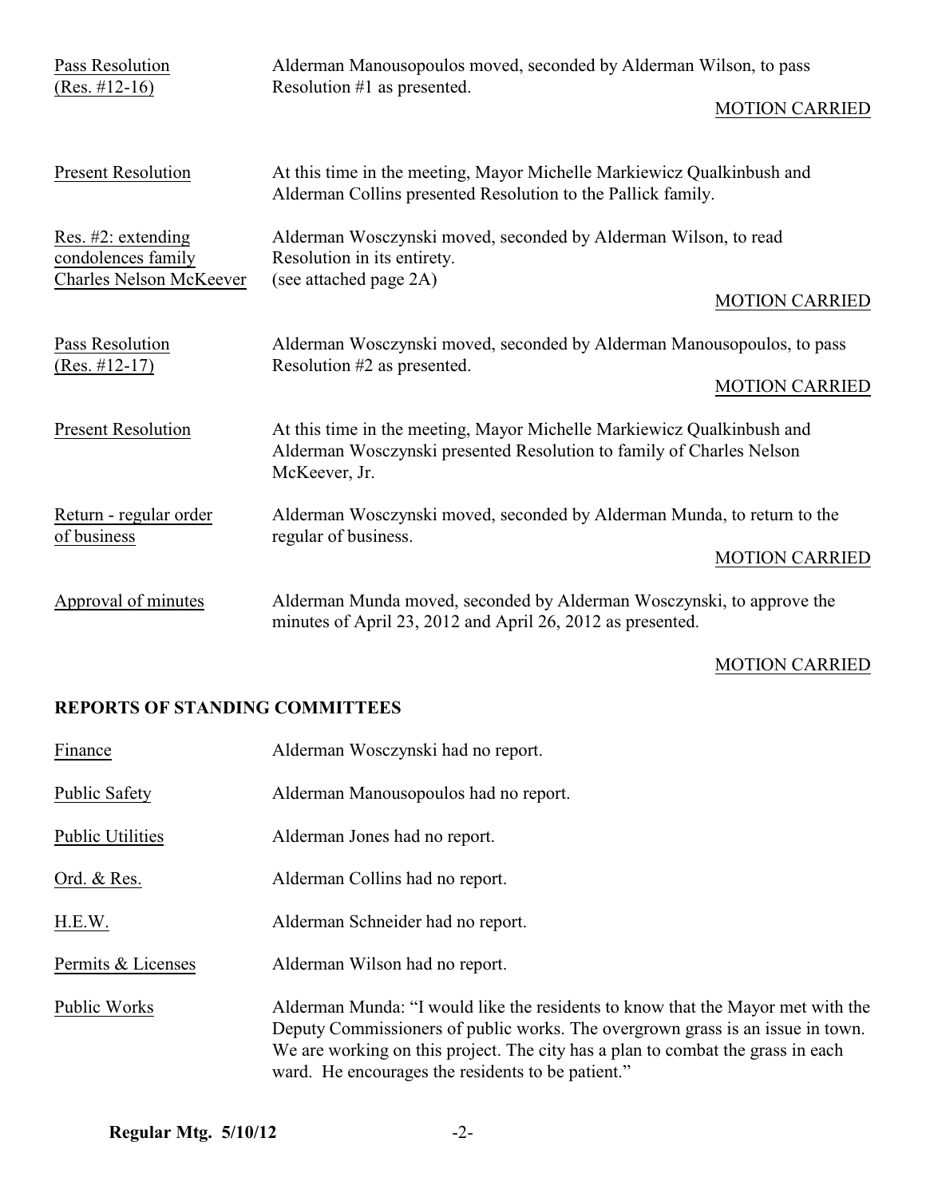| | | |
|---|---|---|
| Pass Resolution (Res. #12-16) | Alderman Manousopoulos moved, seconded by Alderman Wilson, to pass Resolution #1 as presented. | MOTION CARRIED |
| Present Resolution | At this time in the meeting, Mayor Michelle Markiewicz Qualkinbush and Alderman Collins presented Resolution to the Pallick family. | |
| Res. #2: extending condolences family Charles Nelson McKeever | Alderman Wosczynski moved, seconded by Alderman Wilson, to read Resolution in its entirety. (see attached page 2A) | MOTION CARRIED |
| Pass Resolution (Res. #12-17) | Alderman Wosczynski moved, seconded by Alderman Manousopoulos, to pass Resolution #2 as presented. | MOTION CARRIED |
| Present Resolution | At this time in the meeting, Mayor Michelle Markiewicz Qualkinbush and Alderman Wosczynski presented Resolution to family of Charles Nelson McKeever, Jr. | |
| Return - regular order of business | Alderman Wosczynski moved, seconded by Alderman Munda, to return to the regular of business. | MOTION CARRIED |
| Approval of minutes | Alderman Munda moved, seconded by Alderman Wosczynski, to approve the minutes of April 23, 2012 and April 26, 2012 as presented. | MOTION CARRIED |

## REPORTS OF STANDING COMMITTEES

| | |
|---|---|
| Finance | Alderman Wosczynski had no report. |
| Public Safety | Alderman Manousopoulos had no report. |
| Public Utilities | Alderman Jones had no report. |
| Ord. & Res. | Alderman Collins had no report. |
| H.E.W. | Alderman Schneider had no report. |
| Permits & Licenses | Alderman Wilson had no report. |
| Public Works | Alderman Munda: "I would like the residents to know that the Mayor met with the Deputy Commissioners of public works. The overgrown grass is an issue in town. We are working on this project. The city has a plan to combat the grass in each ward. He encourages the residents to be patient." |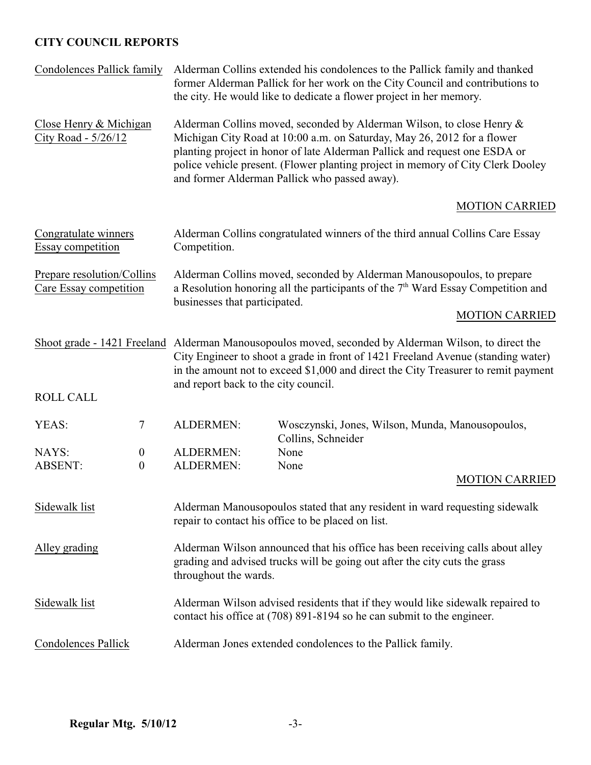## CITY COUNCIL REPORTS

Condolences Pallick family — Alderman Collins extended his condolences to the Pallick family and thanked former Alderman Pallick for her work on the City Council and contributions to the city. He would like to dedicate a flower project in her memory.

Close Henry & Michigan City Road - 5/26/12 — Alderman Collins moved, seconded by Alderman Wilson, to close Henry & Michigan City Road at 10:00 a.m. on Saturday, May 26, 2012 for a flower planting project in honor of late Alderman Pallick and request one ESDA or police vehicle present. (Flower planting project in memory of City Clerk Dooley and former Alderman Pallick who passed away).

MOTION CARRIED

Congratulate winners Essay competition — Alderman Collins congratulated winners of the third annual Collins Care Essay Competition.

Prepare resolution/Collins Care Essay competition — Alderman Collins moved, seconded by Alderman Manousopoulos, to prepare a Resolution honoring all the participants of the 7th Ward Essay Competition and businesses that participated.

MOTION CARRIED

Shoot grade - 1421 Freeland — Alderman Manousopoulos moved, seconded by Alderman Wilson, to direct the City Engineer to shoot a grade in front of 1421 Freeland Avenue (standing water) in the amount not to exceed $1,000 and direct the City Treasurer to remit payment and report back to the city council.

ROLL CALL

| | | | |
|---|---|---|---|
| YEAS: | 7 | ALDERMEN: | Wosczynski, Jones, Wilson, Munda, Manousopoulos, Collins, Schneider |
| NAYS: | 0 | ALDERMEN: | None |
| ABSENT: | 0 | ALDERMEN: | None |

MOTION CARRIED

Sidewalk list — Alderman Manousopoulos stated that any resident in ward requesting sidewalk repair to contact his office to be placed on list.

Alley grading — Alderman Wilson announced that his office has been receiving calls about alley grading and advised trucks will be going out after the city cuts the grass throughout the wards.

Sidewalk list — Alderman Wilson advised residents that if they would like sidewalk repaired to contact his office at (708) 891-8194 so he can submit to the engineer.

Condolences Pallick — Alderman Jones extended condolences to the Pallick family.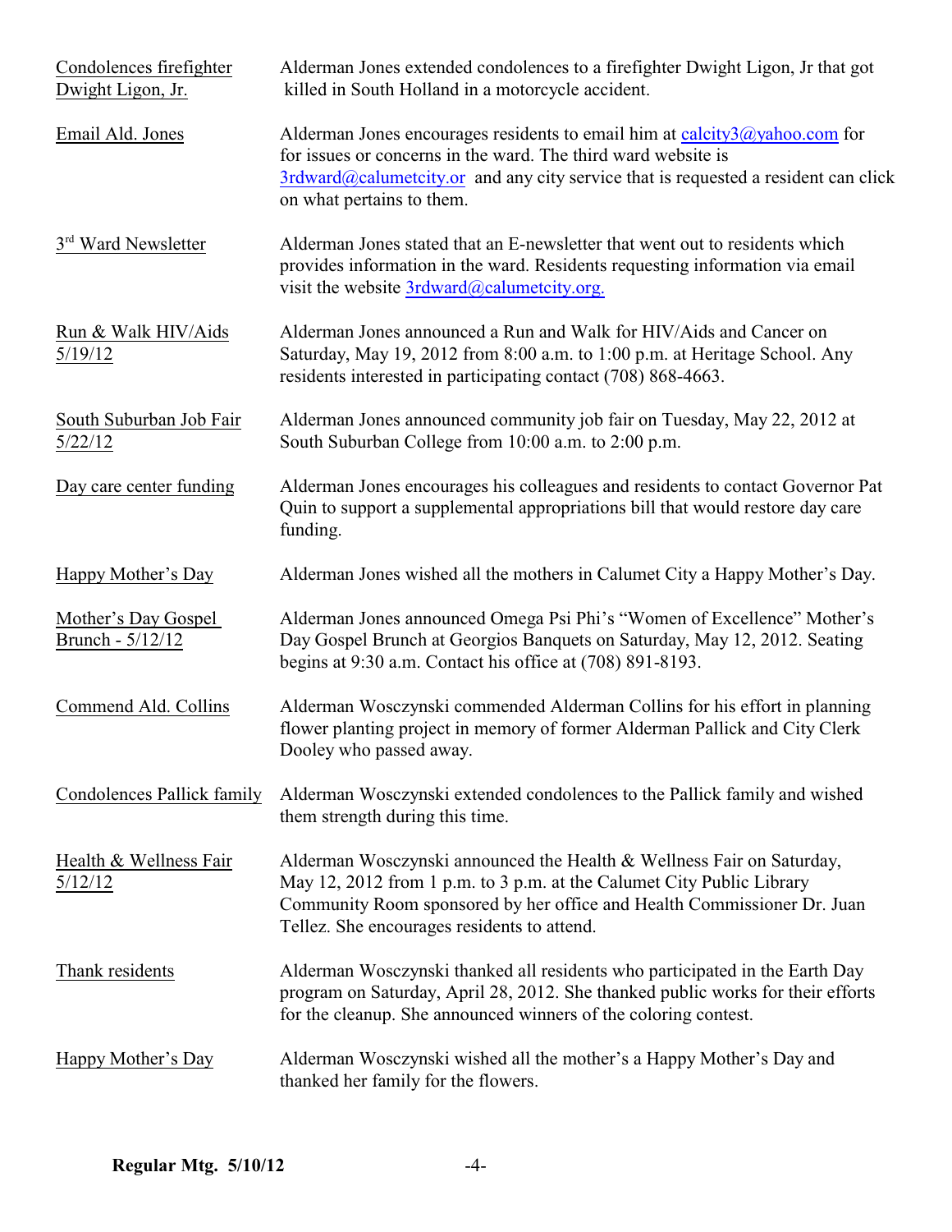| | |
|---|---|
| Condolences firefighter Dwight Ligon, Jr. | Alderman Jones extended condolences to a firefighter Dwight Ligon, Jr that got killed in South Holland in a motorcycle accident. |
| Email Ald. Jones | Alderman Jones encourages residents to email him at calcity3@yahoo.com for for issues or concerns in the ward. The third ward website is 3rdward@calumetcity.or and any city service that is requested a resident can click on what pertains to them. |
| 3rd Ward Newsletter | Alderman Jones stated that an E-newsletter that went out to residents which provides information in the ward. Residents requesting information via email visit the website 3rdward@calumetcity.org. |
| Run & Walk HIV/Aids 5/19/12 | Alderman Jones announced a Run and Walk for HIV/Aids and Cancer on Saturday, May 19, 2012 from 8:00 a.m. to 1:00 p.m. at Heritage School. Any residents interested in participating contact (708) 868-4663. |
| South Suburban Job Fair 5/22/12 | Alderman Jones announced community job fair on Tuesday, May 22, 2012 at South Suburban College from 10:00 a.m. to 2:00 p.m. |
| Day care center funding | Alderman Jones encourages his colleagues and residents to contact Governor Pat Quin to support a supplemental appropriations bill that would restore day care funding. |
| Happy Mother's Day | Alderman Jones wished all the mothers in Calumet City a Happy Mother's Day. |
| Mother's Day Gospel Brunch - 5/12/12 | Alderman Jones announced Omega Psi Phi's "Women of Excellence" Mother's Day Gospel Brunch at Georgios Banquets on Saturday, May 12, 2012. Seating begins at 9:30 a.m. Contact his office at (708) 891-8193. |
| Commend Ald. Collins | Alderman Wosczynski commended Alderman Collins for his effort in planning flower planting project in memory of former Alderman Pallick and City Clerk Dooley who passed away. |
| Condolences Pallick family | Alderman Wosczynski extended condolences to the Pallick family and wished them strength during this time. |
| Health & Wellness Fair 5/12/12 | Alderman Wosczynski announced the Health & Wellness Fair on Saturday, May 12, 2012 from 1 p.m. to 3 p.m. at the Calumet City Public Library Community Room sponsored by her office and Health Commissioner Dr. Juan Tellez. She encourages residents to attend. |
| Thank residents | Alderman Wosczynski thanked all residents who participated in the Earth Day program on Saturday, April 28, 2012. She thanked public works for their efforts for the cleanup. She announced winners of the coloring contest. |
| Happy Mother's Day | Alderman Wosczynski wished all the mother's a Happy Mother's Day and thanked her family for the flowers. |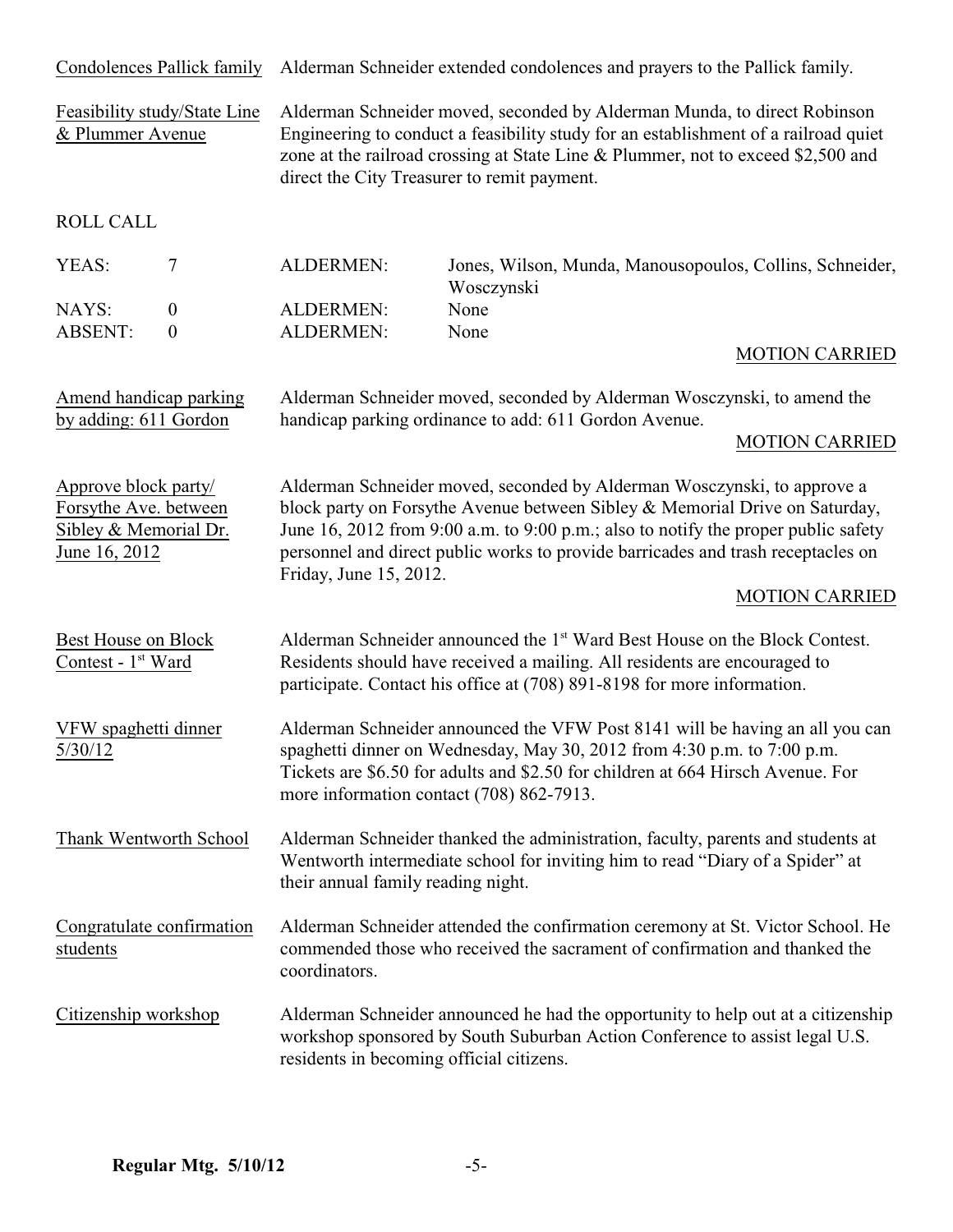Condolences Pallick family — Alderman Schneider extended condolences and prayers to the Pallick family.

Feasibility study/State Line & Plummer Avenue — Alderman Schneider moved, seconded by Alderman Munda, to direct Robinson Engineering to conduct a feasibility study for an establishment of a railroad quiet zone at the railroad crossing at State Line & Plummer, not to exceed $2,500 and direct the City Treasurer to remit payment.

ROLL CALL

| | | | |
|---|---|---|---|
| YEAS: | 7 | ALDERMEN: | Jones, Wilson, Munda, Manousopoulos, Collins, Schneider, Wosczynski |
| NAYS: | 0 | ALDERMEN: | None |
| ABSENT: | 0 | ALDERMEN: | None |

MOTION CARRIED

Amend handicap parking by adding: 611 Gordon — Alderman Schneider moved, seconded by Alderman Wosczynski, to amend the handicap parking ordinance to add: 611 Gordon Avenue.

MOTION CARRIED

Approve block party/ Forsythe Ave. between Sibley & Memorial Dr. June 16, 2012 — Alderman Schneider moved, seconded by Alderman Wosczynski, to approve a block party on Forsythe Avenue between Sibley & Memorial Drive on Saturday, June 16, 2012 from 9:00 a.m. to 9:00 p.m.; also to notify the proper public safety personnel and direct public works to provide barricades and trash receptacles on Friday, June 15, 2012.

MOTION CARRIED

Best House on Block Contest - 1st Ward — Alderman Schneider announced the 1st Ward Best House on the Block Contest. Residents should have received a mailing. All residents are encouraged to participate. Contact his office at (708) 891-8198 for more information.

VFW spaghetti dinner 5/30/12 — Alderman Schneider announced the VFW Post 8141 will be having an all you can spaghetti dinner on Wednesday, May 30, 2012 from 4:30 p.m. to 7:00 p.m. Tickets are $6.50 for adults and $2.50 for children at 664 Hirsch Avenue. For more information contact (708) 862-7913.

Thank Wentworth School — Alderman Schneider thanked the administration, faculty, parents and students at Wentworth intermediate school for inviting him to read "Diary of a Spider" at their annual family reading night.

Congratulate confirmation students — Alderman Schneider attended the confirmation ceremony at St. Victor School. He commended those who received the sacrament of confirmation and thanked the coordinators.

Citizenship workshop — Alderman Schneider announced he had the opportunity to help out at a citizenship workshop sponsored by South Suburban Action Conference to assist legal U.S. residents in becoming official citizens.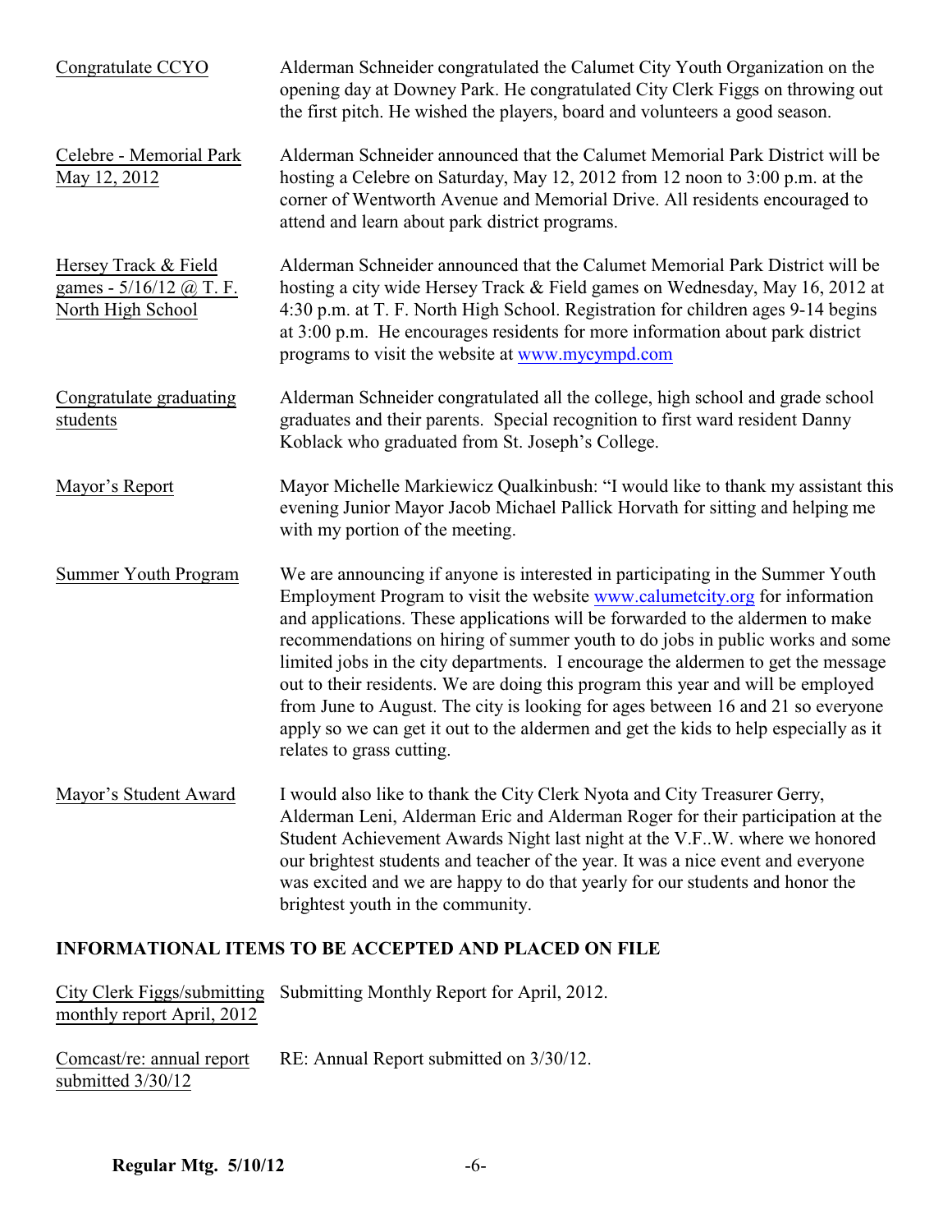Congratulate CCYO — Alderman Schneider congratulated the Calumet City Youth Organization on the opening day at Downey Park. He congratulated City Clerk Figgs on throwing out the first pitch. He wished the players, board and volunteers a good season.

Celebre - Memorial Park May 12, 2012 — Alderman Schneider announced that the Calumet Memorial Park District will be hosting a Celebre on Saturday, May 12, 2012 from 12 noon to 3:00 p.m. at the corner of Wentworth Avenue and Memorial Drive. All residents encouraged to attend and learn about park district programs.

Hersey Track & Field games - 5/16/12 @ T. F. North High School — Alderman Schneider announced that the Calumet Memorial Park District will be hosting a city wide Hersey Track & Field games on Wednesday, May 16, 2012 at 4:30 p.m. at T. F. North High School. Registration for children ages 9-14 begins at 3:00 p.m. He encourages residents for more information about park district programs to visit the website at www.mycympd.com

Congratulate graduating students — Alderman Schneider congratulated all the college, high school and grade school graduates and their parents. Special recognition to first ward resident Danny Koblack who graduated from St. Joseph's College.

Mayor's Report — Mayor Michelle Markiewicz Qualkinbush: "I would like to thank my assistant this evening Junior Mayor Jacob Michael Pallick Horvath for sitting and helping me with my portion of the meeting.

Summer Youth Program — We are announcing if anyone is interested in participating in the Summer Youth Employment Program to visit the website www.calumetcity.org for information and applications. These applications will be forwarded to the aldermen to make recommendations on hiring of summer youth to do jobs in public works and some limited jobs in the city departments. I encourage the aldermen to get the message out to their residents. We are doing this program this year and will be employed from June to August. The city is looking for ages between 16 and 21 so everyone apply so we can get it out to the aldermen and get the kids to help especially as it relates to grass cutting.

Mayor's Student Award — I would also like to thank the City Clerk Nyota and City Treasurer Gerry, Alderman Leni, Alderman Eric and Alderman Roger for their participation at the Student Achievement Awards Night last night at the V.F..W. where we honored our brightest students and teacher of the year. It was a nice event and everyone was excited and we are happy to do that yearly for our students and honor the brightest youth in the community.

## INFORMATIONAL ITEMS TO BE ACCEPTED AND PLACED ON FILE

City Clerk Figgs/submitting monthly report April, 2012 — Submitting Monthly Report for April, 2012.

Comcast/re: annual report submitted 3/30/12 — RE: Annual Report submitted on 3/30/12.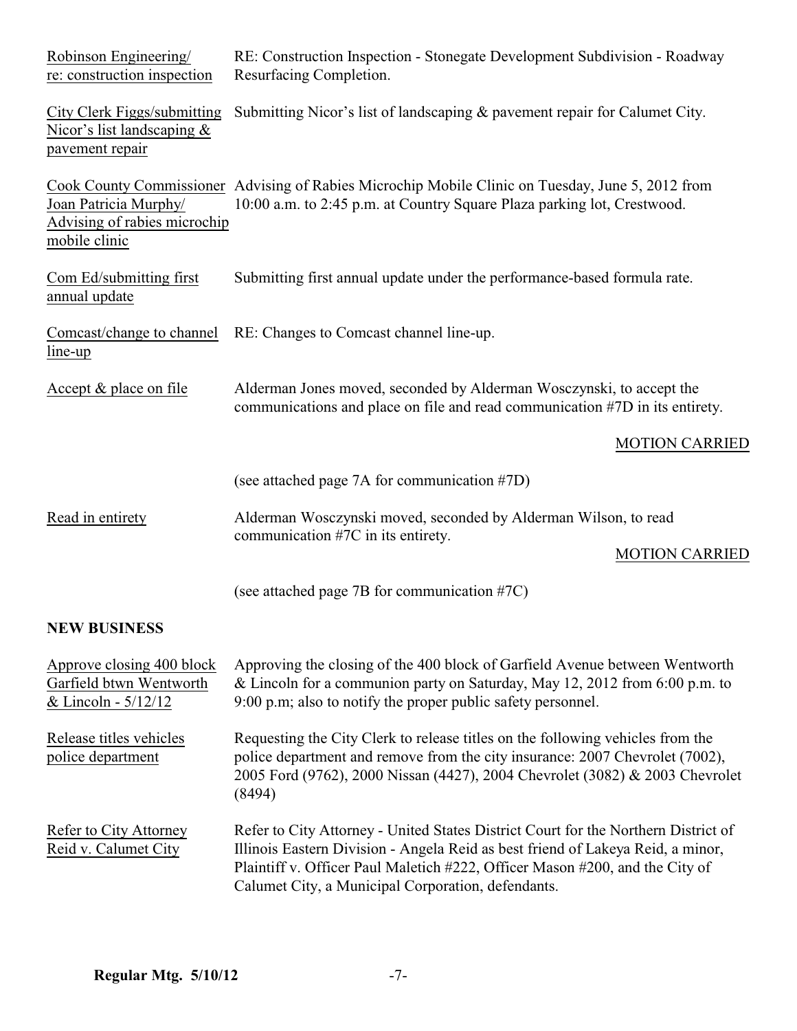Robinson Engineering/ re: construction inspection — RE: Construction Inspection - Stonegate Development Subdivision - Roadway Resurfacing Completion.

City Clerk Figgs/submitting Nicor's list landscaping & pavement repair — Submitting Nicor's list of landscaping & pavement repair for Calumet City.

Cook County Commissioner Joan Patricia Murphy/ Advising of rabies microchip mobile clinic — Advising of Rabies Microchip Mobile Clinic on Tuesday, June 5, 2012 from 10:00 a.m. to 2:45 p.m. at Country Square Plaza parking lot, Crestwood.

Com Ed/submitting first annual update — Submitting first annual update under the performance-based formula rate.

Comcast/change to channel line-up — RE: Changes to Comcast channel line-up.

Accept & place on file — Alderman Jones moved, seconded by Alderman Wosczynski, to accept the communications and place on file and read communication #7D in its entirety.

MOTION CARRIED

(see attached page 7A for communication #7D)

Read in entirety — Alderman Wosczynski moved, seconded by Alderman Wilson, to read communication #7C in its entirety.

MOTION CARRIED

(see attached page 7B for communication #7C)

**NEW BUSINESS**

Approve closing 400 block Garfield btwn Wentworth & Lincoln - 5/12/12 — Approving the closing of the 400 block of Garfield Avenue between Wentworth & Lincoln for a communion party on Saturday, May 12, 2012 from 6:00 p.m. to 9:00 p.m; also to notify the proper public safety personnel.

Release titles vehicles police department — Requesting the City Clerk to release titles on the following vehicles from the police department and remove from the city insurance: 2007 Chevrolet (7002), 2005 Ford (9762), 2000 Nissan (4427), 2004 Chevrolet (3082) & 2003 Chevrolet (8494)

Refer to City Attorney Reid v. Calumet City — Refer to City Attorney - United States District Court for the Northern District of Illinois Eastern Division - Angela Reid as best friend of Lakeya Reid, a minor, Plaintiff v. Officer Paul Maletich #222, Officer Mason #200, and the City of Calumet City, a Municipal Corporation, defendants.

**Regular Mtg. 5/10/12**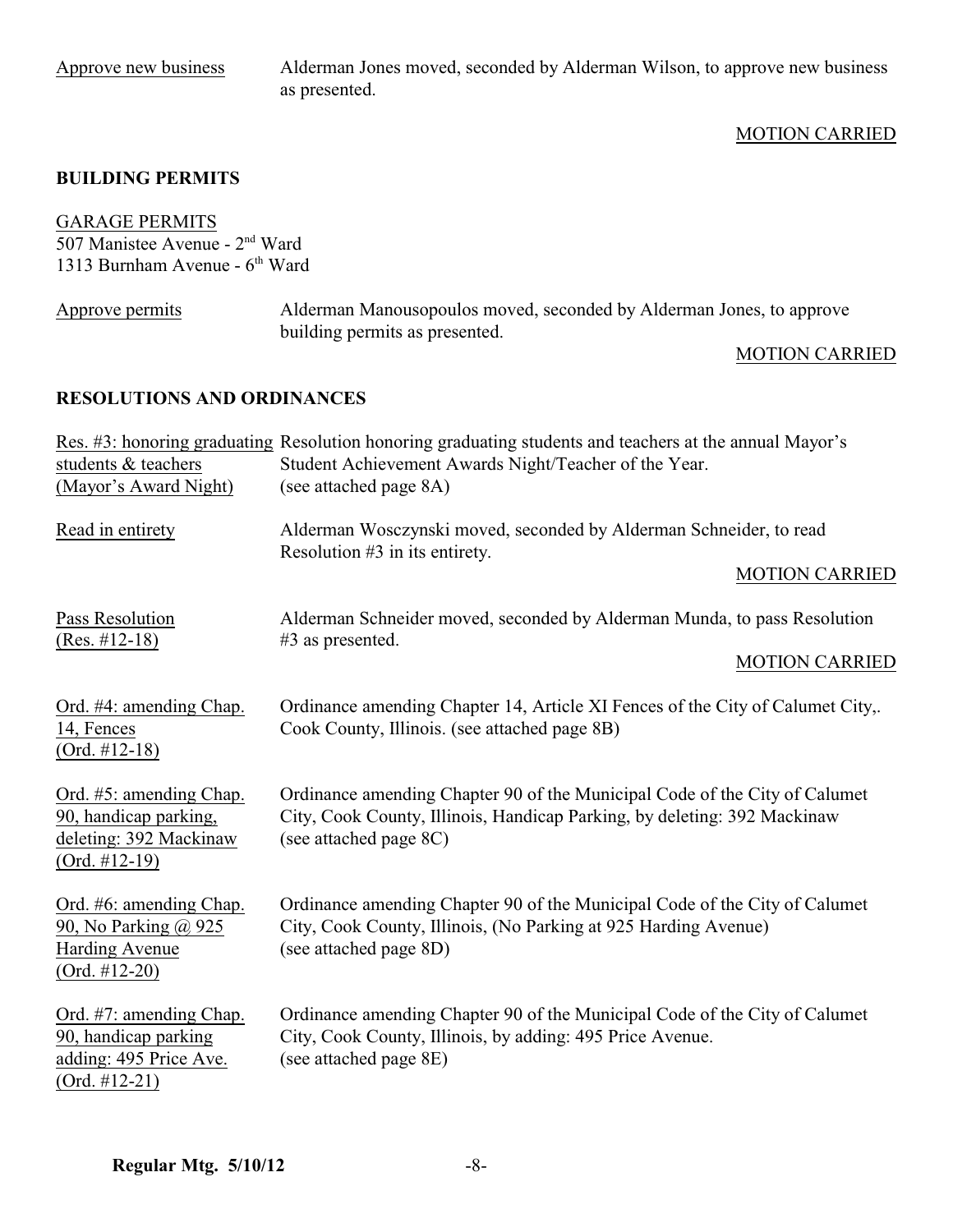Approve new business — Alderman Jones moved, seconded by Alderman Wilson, to approve new business as presented.

MOTION CARRIED

**BUILDING PERMITS**

GARAGE PERMITS
507 Manistee Avenue - 2nd Ward
1313 Burnham Avenue - 6th Ward

Approve permits — Alderman Manousopoulos moved, seconded by Alderman Jones, to approve building permits as presented.

MOTION CARRIED

**RESOLUTIONS AND ORDINANCES**

Res. #3: honoring graduating students & teachers (Mayor's Award Night) — Resolution honoring graduating students and teachers at the annual Mayor's Student Achievement Awards Night/Teacher of the Year. (see attached page 8A)

Read in entirety — Alderman Wosczynski moved, seconded by Alderman Schneider, to read Resolution #3 in its entirety.

MOTION CARRIED

Pass Resolution (Res. #12-18) — Alderman Schneider moved, seconded by Alderman Munda, to pass Resolution #3 as presented.

MOTION CARRIED

Ord. #4: amending Chap. 14, Fences (Ord. #12-18) — Ordinance amending Chapter 14, Article XI Fences of the City of Calumet City,. Cook County, Illinois. (see attached page 8B)

Ord. #5: amending Chap. 90, handicap parking, deleting: 392 Mackinaw (Ord. #12-19) — Ordinance amending Chapter 90 of the Municipal Code of the City of Calumet City, Cook County, Illinois, Handicap Parking, by deleting: 392 Mackinaw (see attached page 8C)

Ord. #6: amending Chap. 90, No Parking @ 925 Harding Avenue (Ord. #12-20) — Ordinance amending Chapter 90 of the Municipal Code of the City of Calumet City, Cook County, Illinois, (No Parking at 925 Harding Avenue) (see attached page 8D)

Ord. #7: amending Chap. 90, handicap parking adding: 495 Price Ave. (Ord. #12-21) — Ordinance amending Chapter 90 of the Municipal Code of the City of Calumet City, Cook County, Illinois, by adding: 495 Price Avenue. (see attached page 8E)

**Regular Mtg. 5/10/12**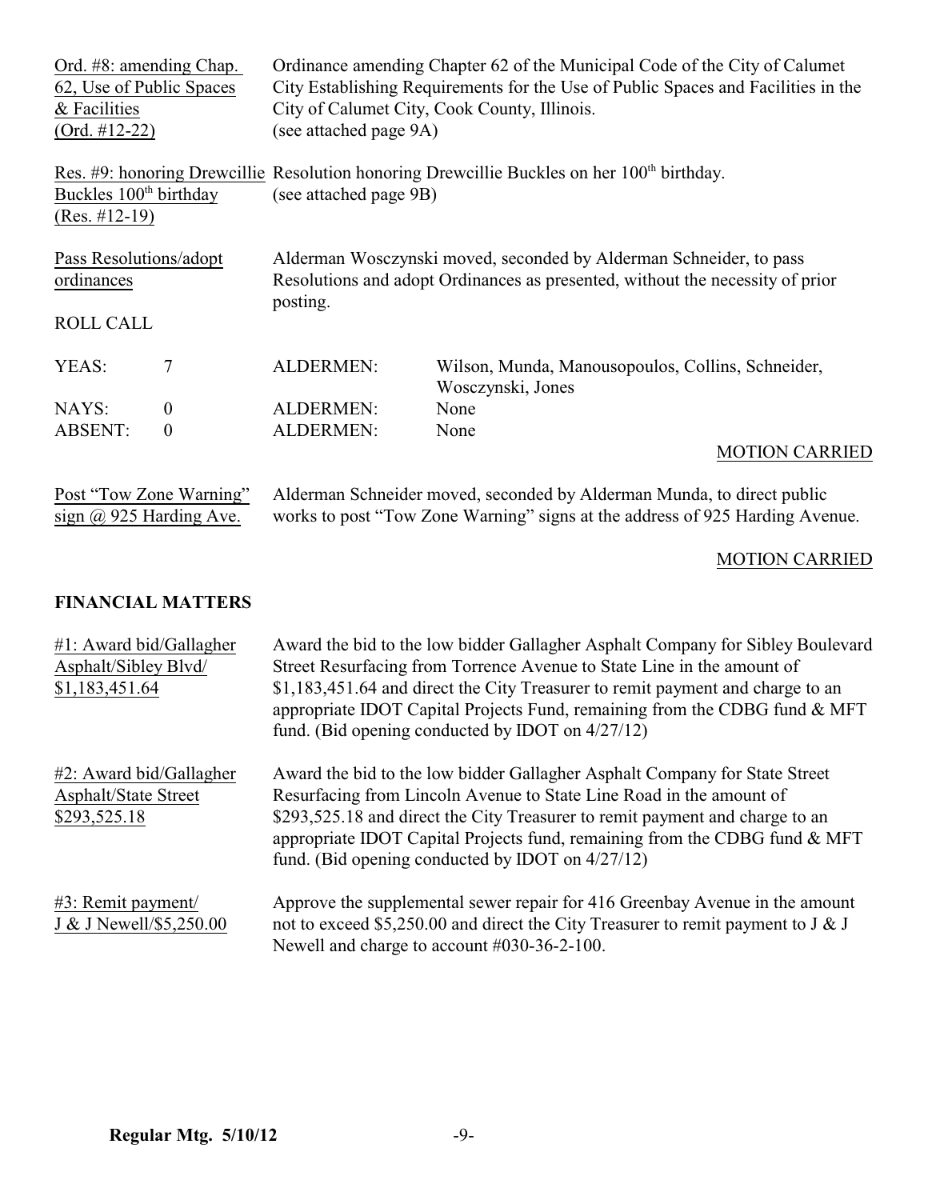| | |
|---|---|
| Ord. #8: amending Chap. 62, Use of Public Spaces & Facilities (Ord. #12-22) | Ordinance amending Chapter 62 of the Municipal Code of the City of Calumet City Establishing Requirements for the Use of Public Spaces and Facilities in the City of Calumet City, Cook County, Illinois. (see attached page 9A) |
| Res. #9: honoring Drewcillie Buckles 100th birthday (Res. #12-19) | Resolution honoring Drewcillie Buckles on her 100th birthday. (see attached page 9B) |
| Pass Resolutions/adopt ordinances | Alderman Wosczynski moved, seconded by Alderman Schneider, to pass Resolutions and adopt Ordinances as presented, without the necessity of prior posting. |

ROLL CALL

| | | | |
|---|---|---|---|
| YEAS: | 7 | ALDERMEN: | Wilson, Munda, Manousopoulos, Collins, Schneider, Wosczynski, Jones |
| NAYS: | 0 | ALDERMEN: | None |
| ABSENT: | 0 | ALDERMEN: | None |

MOTION CARRIED

| | |
|---|---|
| Post "Tow Zone Warning" sign @ 925 Harding Ave. | Alderman Schneider moved, seconded by Alderman Munda, to direct public works to post "Tow Zone Warning" signs at the address of 925 Harding Avenue. |

MOTION CARRIED

**FINANCIAL MATTERS**

| | |
|---|---|
| #1: Award bid/Gallagher Asphalt/Sibley Blvd/ $1,183,451.64 | Award the bid to the low bidder Gallagher Asphalt Company for Sibley Boulevard Street Resurfacing from Torrence Avenue to State Line in the amount of $1,183,451.64 and direct the City Treasurer to remit payment and charge to an appropriate IDOT Capital Projects Fund, remaining from the CDBG fund & MFT fund. (Bid opening conducted by IDOT on 4/27/12) |
| #2: Award bid/Gallagher Asphalt/State Street $293,525.18 | Award the bid to the low bidder Gallagher Asphalt Company for State Street Resurfacing from Lincoln Avenue to State Line Road in the amount of $293,525.18 and direct the City Treasurer to remit payment and charge to an appropriate IDOT Capital Projects fund, remaining from the CDBG fund & MFT fund. (Bid opening conducted by IDOT on 4/27/12) |
| #3: Remit payment/ J & J Newell/$5,250.00 | Approve the supplemental sewer repair for 416 Greenbay Avenue in the amount not to exceed $5,250.00 and direct the City Treasurer to remit payment to J & J Newell and charge to account #030-36-2-100. |

**Regular Mtg. 5/10/12**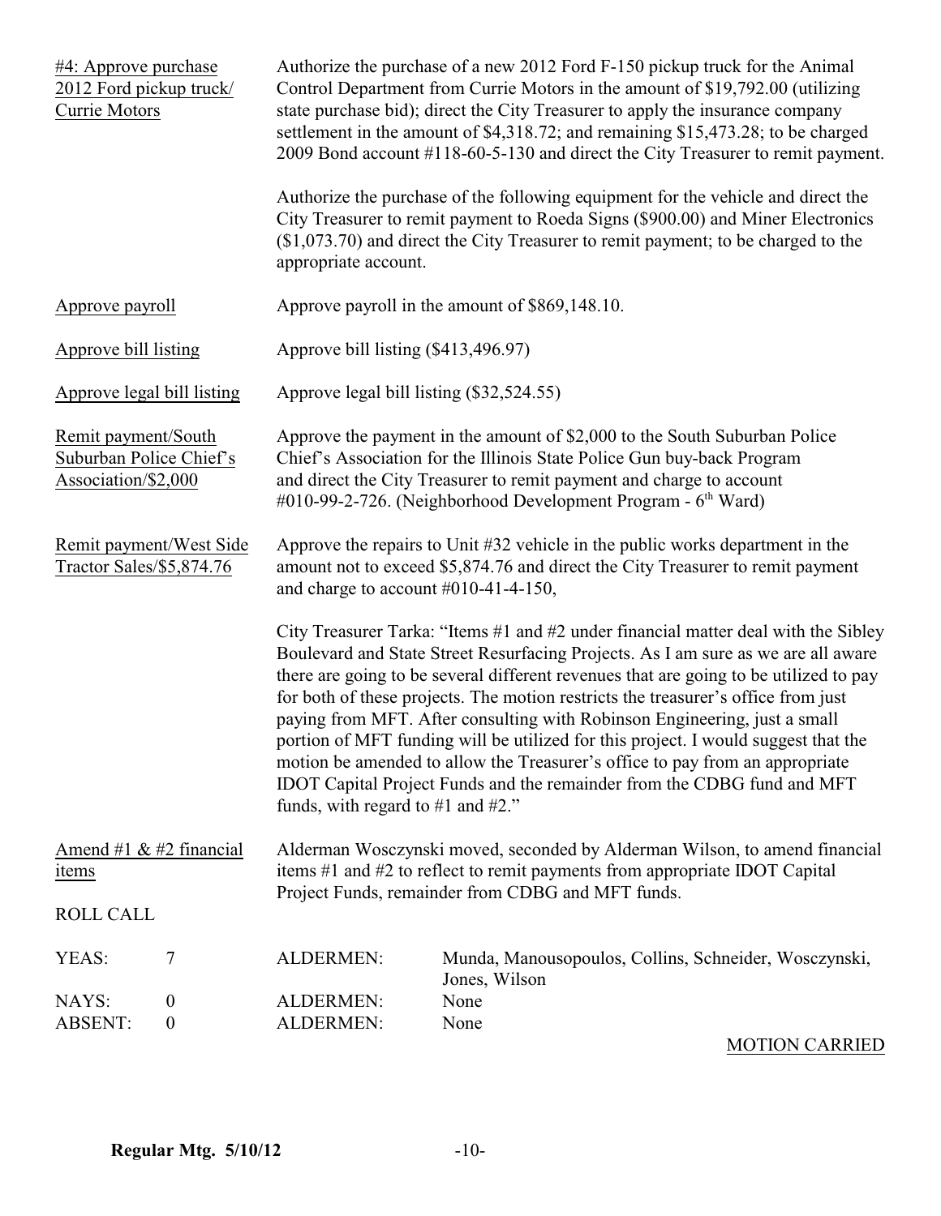#4: Approve purchase 2012 Ford pickup truck/ Currie Motors

Authorize the purchase of a new 2012 Ford F-150 pickup truck for the Animal Control Department from Currie Motors in the amount of $19,792.00 (utilizing state purchase bid); direct the City Treasurer to apply the insurance company settlement in the amount of $4,318.72; and remaining $15,473.28; to be charged 2009 Bond account #118-60-5-130 and direct the City Treasurer to remit payment.

Authorize the purchase of the following equipment for the vehicle and direct the City Treasurer to remit payment to Roeda Signs ($900.00) and Miner Electronics ($1,073.70) and direct the City Treasurer to remit payment; to be charged to the appropriate account.

Approve payroll

Approve payroll in the amount of $869,148.10.

Approve bill listing

Approve bill listing ($413,496.97)

Approve legal bill listing

Approve legal bill listing ($32,524.55)

Remit payment/South Suburban Police Chief's Association/$2,000

Approve the payment in the amount of $2,000 to the South Suburban Police Chief's Association for the Illinois State Police Gun buy-back Program and direct the City Treasurer to remit payment and charge to account #010-99-2-726. (Neighborhood Development Program - 6th Ward)

Remit payment/West Side Tractor Sales/$5,874.76

Approve the repairs to Unit #32 vehicle in the public works department in the amount not to exceed $5,874.76 and direct the City Treasurer to remit payment and charge to account #010-41-4-150,

City Treasurer Tarka: "Items #1 and #2 under financial matter deal with the Sibley Boulevard and State Street Resurfacing Projects. As I am sure as we are all aware there are going to be several different revenues that are going to be utilized to pay for both of these projects. The motion restricts the treasurer's office from just paying from MFT. After consulting with Robinson Engineering, just a small portion of MFT funding will be utilized for this project. I would suggest that the motion be amended to allow the Treasurer's office to pay from an appropriate IDOT Capital Project Funds and the remainder from the CDBG fund and MFT funds, with regard to #1 and #2."

Amend #1 & #2 financial items

Alderman Wosczynski moved, seconded by Alderman Wilson, to amend financial items #1 and #2 to reflect to remit payments from appropriate IDOT Capital Project Funds, remainder from CDBG and MFT funds.

ROLL CALL

| | | | |
|---|---|---|---|
| YEAS: | 7 | ALDERMEN: | Munda, Manousopoulos, Collins, Schneider, Wosczynski, Jones, Wilson |
| NAYS: | 0 | ALDERMEN: | None |
| ABSENT: | 0 | ALDERMEN: | None |

MOTION CARRIED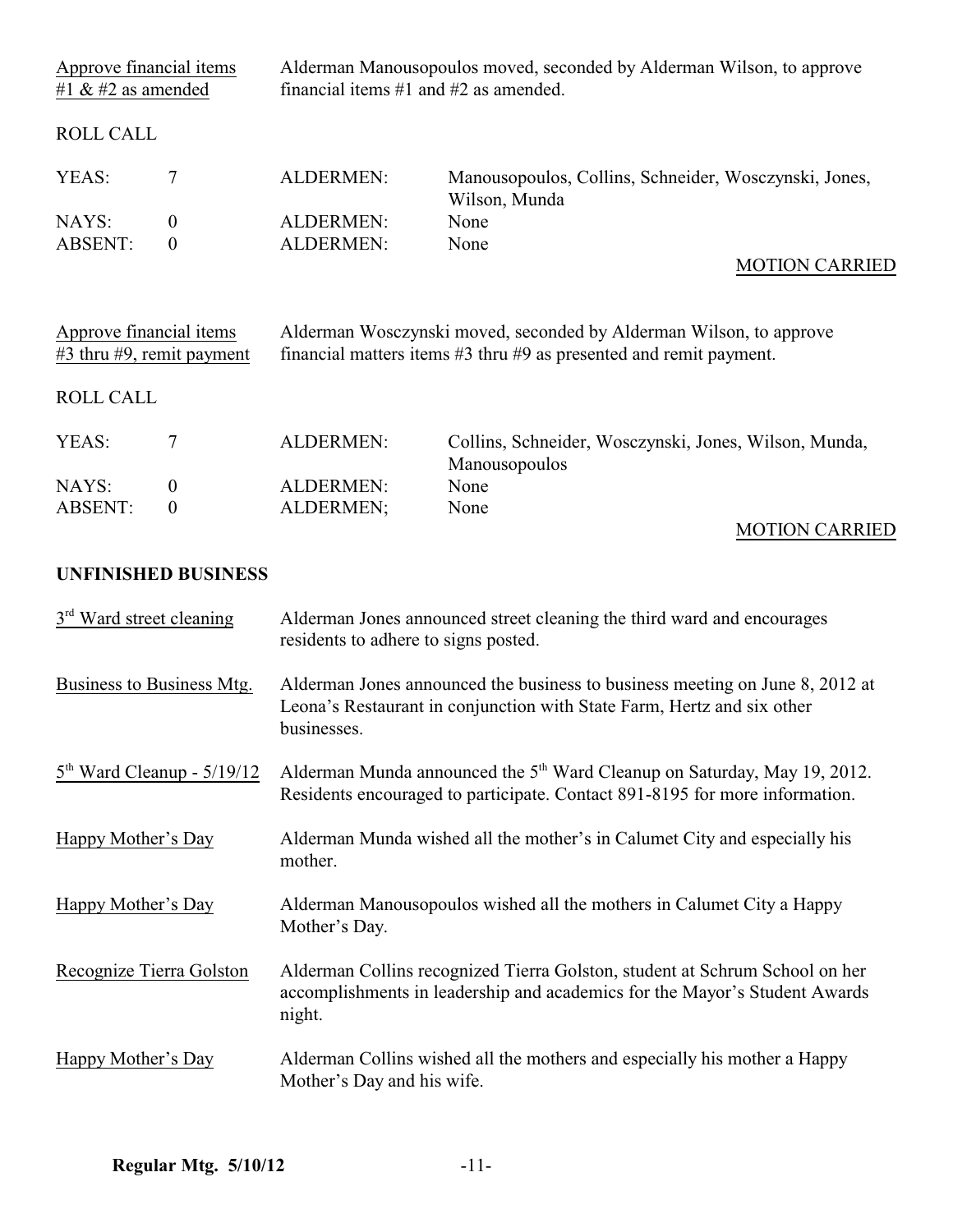Approve financial items #1 & #2 as amended — Alderman Manousopoulos moved, seconded by Alderman Wilson, to approve financial items #1 and #2 as amended.

ROLL CALL

| | | | |
|---|---|---|---|
| YEAS: | 7 | ALDERMEN: | Manousopoulos, Collins, Schneider, Wosczynski, Jones, Wilson, Munda |
| NAYS: | 0 | ALDERMEN: | None |
| ABSENT: | 0 | ALDERMEN: | None |

MOTION CARRIED

Approve financial items #3 thru #9, remit payment — Alderman Wosczynski moved, seconded by Alderman Wilson, to approve financial matters items #3 thru #9 as presented and remit payment.

ROLL CALL

| | | | |
|---|---|---|---|
| YEAS: | 7 | ALDERMEN: | Collins, Schneider, Wosczynski, Jones, Wilson, Munda, Manousopoulos |
| NAYS: | 0 | ALDERMEN: | None |
| ABSENT: | 0 | ALDERMEN; | None |

MOTION CARRIED

**UNFINISHED BUSINESS**

3rd Ward street cleaning — Alderman Jones announced street cleaning the third ward and encourages residents to adhere to signs posted.

Business to Business Mtg. — Alderman Jones announced the business to business meeting on June 8, 2012 at Leona's Restaurant in conjunction with State Farm, Hertz and six other businesses.

5th Ward Cleanup - 5/19/12 — Alderman Munda announced the 5th Ward Cleanup on Saturday, May 19, 2012. Residents encouraged to participate. Contact 891-8195 for more information.

Happy Mother's Day — Alderman Munda wished all the mother's in Calumet City and especially his mother.

Happy Mother's Day — Alderman Manousopoulos wished all the mothers in Calumet City a Happy Mother's Day.

Recognize Tierra Golston — Alderman Collins recognized Tierra Golston, student at Schrum School on her accomplishments in leadership and academics for the Mayor's Student Awards night.

Happy Mother's Day — Alderman Collins wished all the mothers and especially his mother a Happy Mother's Day and his wife.

**Regular Mtg. 5/10/12**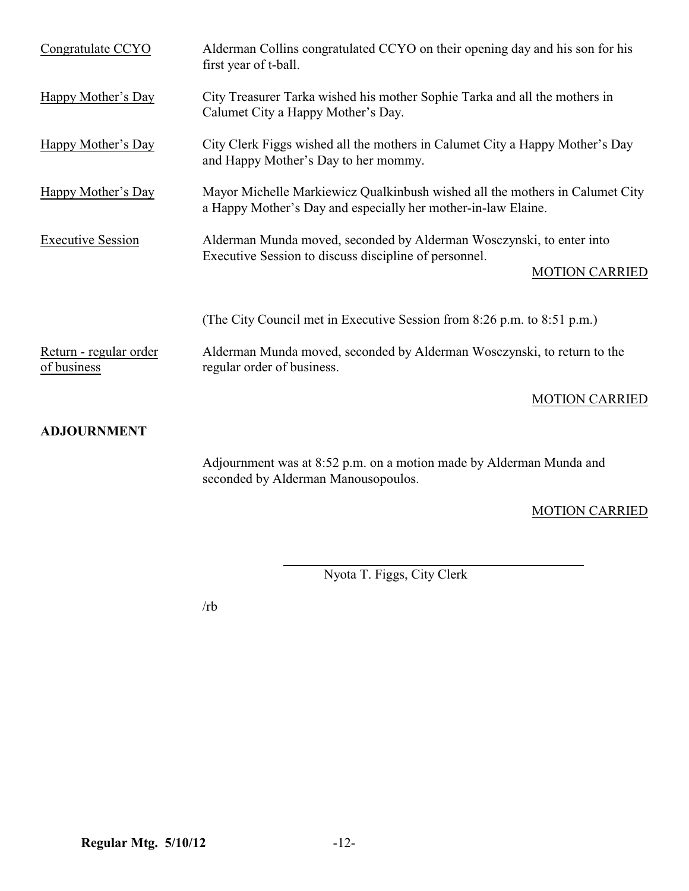<u>Congratulate CCYO</u> Alderman Collins congratulated CCYO on their opening day and his son for his first year of t-ball.

<u>Happy Mother's Day</u> City Treasurer Tarka wished his mother Sophie Tarka and all the mothers in Calumet City a Happy Mother's Day.

<u>Happy Mother's Day</u> City Clerk Figgs wished all the mothers in Calumet City a Happy Mother's Day and Happy Mother's Day to her mommy.

<u>Happy Mother's Day</u> Mayor Michelle Markiewicz Qualkinbush wished all the mothers in Calumet City a Happy Mother's Day and especially her mother-in-law Elaine.

<u>Executive Session</u> Alderman Munda moved, seconded by Alderman Wosczynski, to enter into Executive Session to discuss discipline of personnel.

<u>MOTION CARRIED</u>

(The City Council met in Executive Session from 8:26 p.m. to 8:51 p.m.)

<u>Return - regular order of business</u> Alderman Munda moved, seconded by Alderman Wosczynski, to return to the regular order of business.

<u>MOTION CARRIED</u>

**ADJOURNMENT**

Adjournment was at 8:52 p.m. on a motion made by Alderman Munda and seconded by Alderman Manousopoulos.

<u>MOTION CARRIED</u>

Nyota T. Figgs, City Clerk

/rb

**Regular Mtg. 5/10/12**